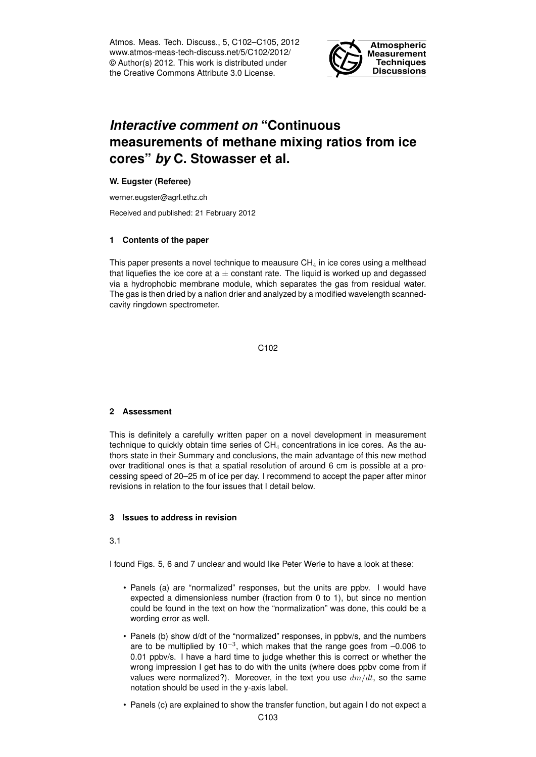Atmos. Meas. Tech. Discuss., 5, C102–C105, 2012
www.atmos-meas-tech-discuss.net/5/C102/2012/
© Author(s) 2012. This work is distributed under the Creative Commons Attribute 3.0 License.

# *Interactive comment on* "Continuous measurements of methane mixing ratios from ice cores" *by* C. Stowasser et al.

**W. Eugster (Referee)**

werner.eugster@agrl.ethz.ch

Received and published: 21 February 2012

## 1 Contents of the paper

This paper presents a novel technique to meausure $CH_4$ in ice cores using a melthead that liquefies the ice core at a $\pm$ constant rate. The liquid is worked up and degassed via a hydrophobic membrane module, which separates the gas from residual water. The gas is then dried by a nafion drier and analyzed by a modified wavelength scanned-cavity ringdown spectrometer.

## 2 Assessment

This is definitely a carefully written paper on a novel development in measurement technique to quickly obtain time series of $CH_4$ concentrations in ice cores. As the authors state in their Summary and conclusions, the main advantage of this new method over traditional ones is that a spatial resolution of around 6 cm is possible at a processing speed of 20–25 m of ice per day. I recommend to accept the paper after minor revisions in relation to the four issues that I detail below.

## 3 Issues to address in revision

3.1

I found Figs. 5, 6 and 7 unclear and would like Peter Werle to have a look at these:

- Panels (a) are "normalized" responses, but the units are ppbv. I would have expected a dimensionless number (fraction from 0 to 1), but since no mention could be found in the text on how the "normalization" was done, this could be a wording error as well.
- Panels (b) show d/dt of the "normalized" responses, in ppbv/s, and the numbers are to be multiplied by $10^{-3}$, which makes that the range goes from –0.006 to 0.01 ppbv/s. I have a hard time to judge whether this is correct or whether the wrong impression I get has to do with the units (where does ppbv come from if values were normalized?). Moreover, in the text you use $dm/dt$, so the same notation should be used in the y-axis label.
- Panels (c) are explained to show the transfer function, but again I do not expect a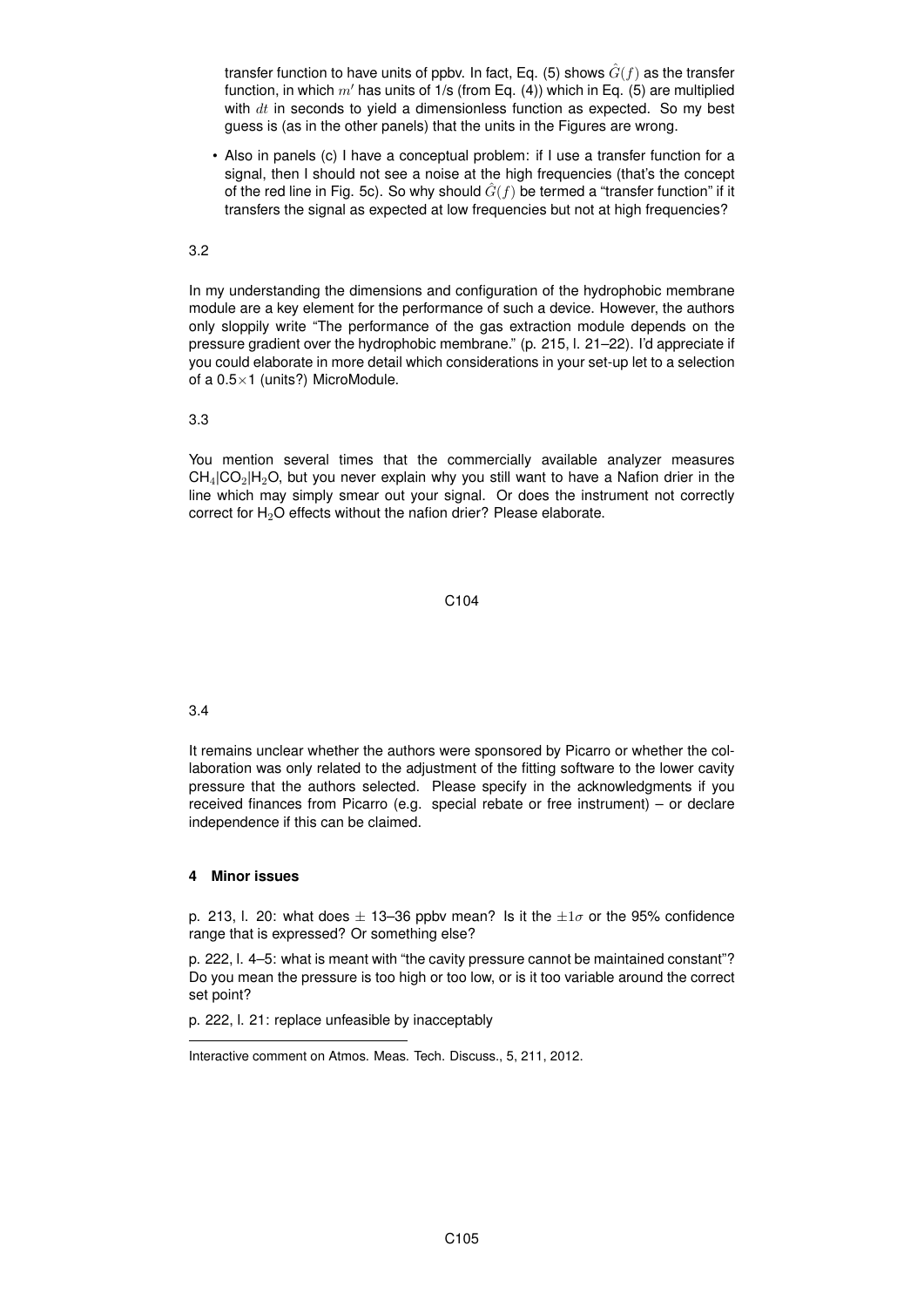transfer function to have units of ppbv. In fact, Eq. (5) shows $\hat{G}(f)$ as the transfer function, in which $m'$ has units of 1/s (from Eq. (4)) which in Eq. (5) are multiplied with $dt$ in seconds to yield a dimensionless function as expected. So my best guess is (as in the other panels) that the units in the Figures are wrong.

- Also in panels (c) I have a conceptual problem: if I use a transfer function for a signal, then I should not see a noise at the high frequencies (that's the concept of the red line in Fig. 5c). So why should $\hat{G}(f)$ be termed a "transfer function" if it transfers the signal as expected at low frequencies but not at high frequencies?

3.2

In my understanding the dimensions and configuration of the hydrophobic membrane module are a key element for the performance of such a device. However, the authors only sloppily write "The performance of the gas extraction module depends on the pressure gradient over the hydrophobic membrane." (p. 215, l. 21–22). I'd appreciate if you could elaborate in more detail which considerations in your set-up let to a selection of a 0.5×1 (units?) MicroModule.

3.3

You mention several times that the commercially available analyzer measures $CH_4|CO_2|H_2O$, but you never explain why you still want to have a Nafion drier in the line which may simply smear out your signal. Or does the instrument not correctly correct for $H_2O$ effects without the nafion drier? Please elaborate.

3.4

It remains unclear whether the authors were sponsored by Picarro or whether the collaboration was only related to the adjustment of the fitting software to the lower cavity pressure that the authors selected. Please specify in the acknowledgments if you received finances from Picarro (e.g. special rebate or free instrument) – or declare independence if this can be claimed.

## 4 Minor issues

p. 213, l. 20: what does ± 13–36 ppbv mean? Is it the $\pm 1\sigma$ or the 95% confidence range that is expressed? Or something else?

p. 222, l. 4–5: what is meant with "the cavity pressure cannot be maintained constant"? Do you mean the pressure is too high or too low, or is it too variable around the correct set point?

p. 222, l. 21: replace unfeasible by inacceptably

---

Interactive comment on Atmos. Meas. Tech. Discuss., 5, 211, 2012.